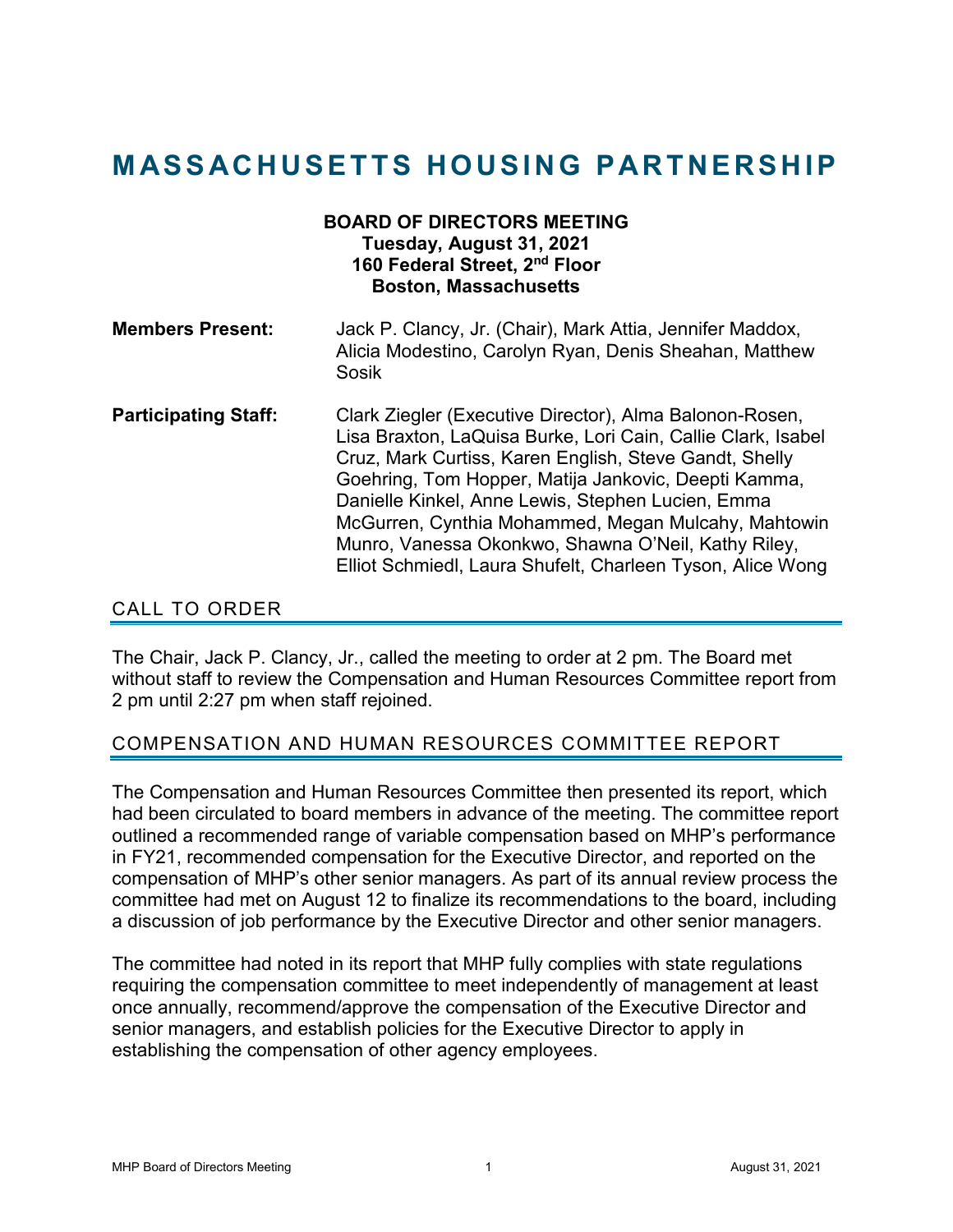# MASSACHUSETTS HOUSING PARTNERSHIP

**BOARD OF DIRECTORS MEETING**
**Tuesday, August 31, 2021**
**160 Federal Street, 2nd Floor**
**Boston, Massachusetts**

**Members Present:** Jack P. Clancy, Jr. (Chair), Mark Attia, Jennifer Maddox, Alicia Modestino, Carolyn Ryan, Denis Sheahan, Matthew Sosik

**Participating Staff:** Clark Ziegler (Executive Director), Alma Balonon-Rosen, Lisa Braxton, LaQuisa Burke, Lori Cain, Callie Clark, Isabel Cruz, Mark Curtiss, Karen English, Steve Gandt, Shelly Goehring, Tom Hopper, Matija Jankovic, Deepti Kamma, Danielle Kinkel, Anne Lewis, Stephen Lucien, Emma McGurren, Cynthia Mohammed, Megan Mulcahy, Mahtowin Munro, Vanessa Okonkwo, Shawna O'Neil, Kathy Riley, Elliot Schmiedl, Laura Shufelt, Charleen Tyson, Alice Wong

## CALL TO ORDER

The Chair, Jack P. Clancy, Jr., called the meeting to order at 2 pm. The Board met without staff to review the Compensation and Human Resources Committee report from 2 pm until 2:27 pm when staff rejoined.

## COMPENSATION AND HUMAN RESOURCES COMMITTEE REPORT

The Compensation and Human Resources Committee then presented its report, which had been circulated to board members in advance of the meeting. The committee report outlined a recommended range of variable compensation based on MHP's performance in FY21, recommended compensation for the Executive Director, and reported on the compensation of MHP's other senior managers. As part of its annual review process the committee had met on August 12 to finalize its recommendations to the board, including a discussion of job performance by the Executive Director and other senior managers.

The committee had noted in its report that MHP fully complies with state regulations requiring the compensation committee to meet independently of management at least once annually, recommend/approve the compensation of the Executive Director and senior managers, and establish policies for the Executive Director to apply in establishing the compensation of other agency employees.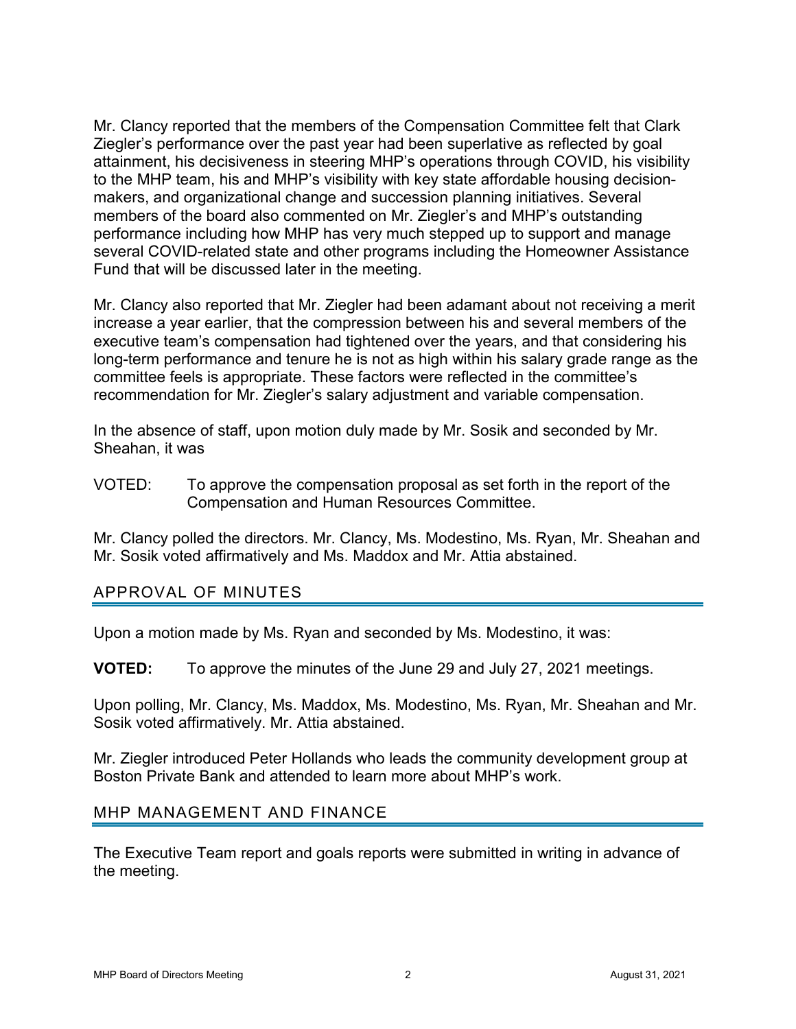Mr. Clancy reported that the members of the Compensation Committee felt that Clark Ziegler's performance over the past year had been superlative as reflected by goal attainment, his decisiveness in steering MHP's operations through COVID, his visibility to the MHP team, his and MHP's visibility with key state affordable housing decision-makers, and organizational change and succession planning initiatives. Several members of the board also commented on Mr. Ziegler's and MHP's outstanding performance including how MHP has very much stepped up to support and manage several COVID-related state and other programs including the Homeowner Assistance Fund that will be discussed later in the meeting.

Mr. Clancy also reported that Mr. Ziegler had been adamant about not receiving a merit increase a year earlier, that the compression between his and several members of the executive team's compensation had tightened over the years, and that considering his long-term performance and tenure he is not as high within his salary grade range as the committee feels is appropriate. These factors were reflected in the committee's recommendation for Mr. Ziegler's salary adjustment and variable compensation.

In the absence of staff, upon motion duly made by Mr. Sosik and seconded by Mr. Sheahan, it was

VOTED: To approve the compensation proposal as set forth in the report of the Compensation and Human Resources Committee.

Mr. Clancy polled the directors. Mr. Clancy, Ms. Modestino, Ms. Ryan, Mr. Sheahan and Mr. Sosik voted affirmatively and Ms. Maddox and Mr. Attia abstained.

## APPROVAL OF MINUTES

Upon a motion made by Ms. Ryan and seconded by Ms. Modestino, it was:

**VOTED:** To approve the minutes of the June 29 and July 27, 2021 meetings.

Upon polling, Mr. Clancy, Ms. Maddox, Ms. Modestino, Ms. Ryan, Mr. Sheahan and Mr. Sosik voted affirmatively. Mr. Attia abstained.

Mr. Ziegler introduced Peter Hollands who leads the community development group at Boston Private Bank and attended to learn more about MHP's work.

## MHP MANAGEMENT AND FINANCE

The Executive Team report and goals reports were submitted in writing in advance of the meeting.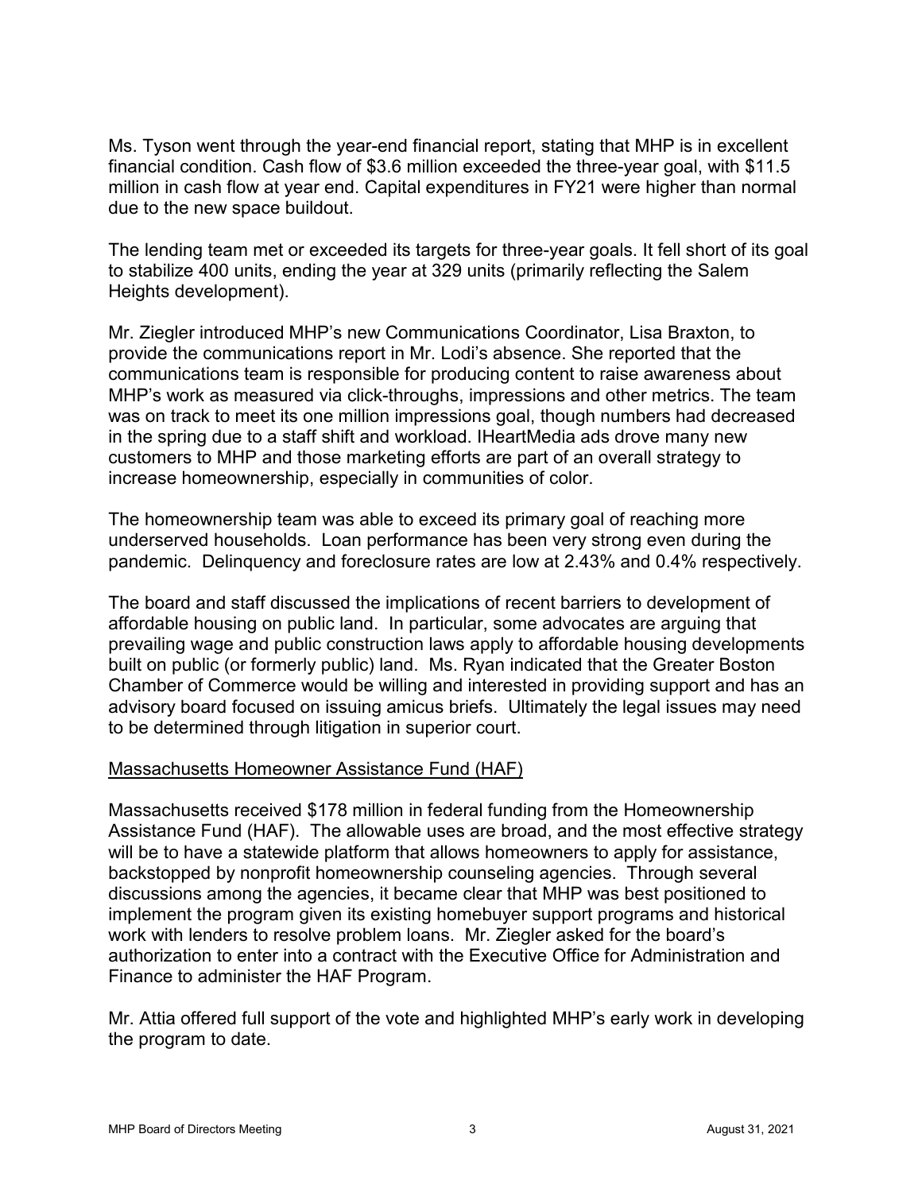Ms. Tyson went through the year-end financial report, stating that MHP is in excellent financial condition. Cash flow of $3.6 million exceeded the three-year goal, with $11.5 million in cash flow at year end. Capital expenditures in FY21 were higher than normal due to the new space buildout.

The lending team met or exceeded its targets for three-year goals. It fell short of its goal to stabilize 400 units, ending the year at 329 units (primarily reflecting the Salem Heights development).

Mr. Ziegler introduced MHP's new Communications Coordinator, Lisa Braxton, to provide the communications report in Mr. Lodi's absence. She reported that the communications team is responsible for producing content to raise awareness about MHP's work as measured via click-throughs, impressions and other metrics. The team was on track to meet its one million impressions goal, though numbers had decreased in the spring due to a staff shift and workload. IHeartMedia ads drove many new customers to MHP and those marketing efforts are part of an overall strategy to increase homeownership, especially in communities of color.

The homeownership team was able to exceed its primary goal of reaching more underserved households. Loan performance has been very strong even during the pandemic. Delinquency and foreclosure rates are low at 2.43% and 0.4% respectively.

The board and staff discussed the implications of recent barriers to development of affordable housing on public land. In particular, some advocates are arguing that prevailing wage and public construction laws apply to affordable housing developments built on public (or formerly public) land. Ms. Ryan indicated that the Greater Boston Chamber of Commerce would be willing and interested in providing support and has an advisory board focused on issuing amicus briefs. Ultimately the legal issues may need to be determined through litigation in superior court.

## Massachusetts Homeowner Assistance Fund (HAF)

Massachusetts received $178 million in federal funding from the Homeownership Assistance Fund (HAF). The allowable uses are broad, and the most effective strategy will be to have a statewide platform that allows homeowners to apply for assistance, backstopped by nonprofit homeownership counseling agencies. Through several discussions among the agencies, it became clear that MHP was best positioned to implement the program given its existing homebuyer support programs and historical work with lenders to resolve problem loans. Mr. Ziegler asked for the board's authorization to enter into a contract with the Executive Office for Administration and Finance to administer the HAF Program.

Mr. Attia offered full support of the vote and highlighted MHP's early work in developing the program to date.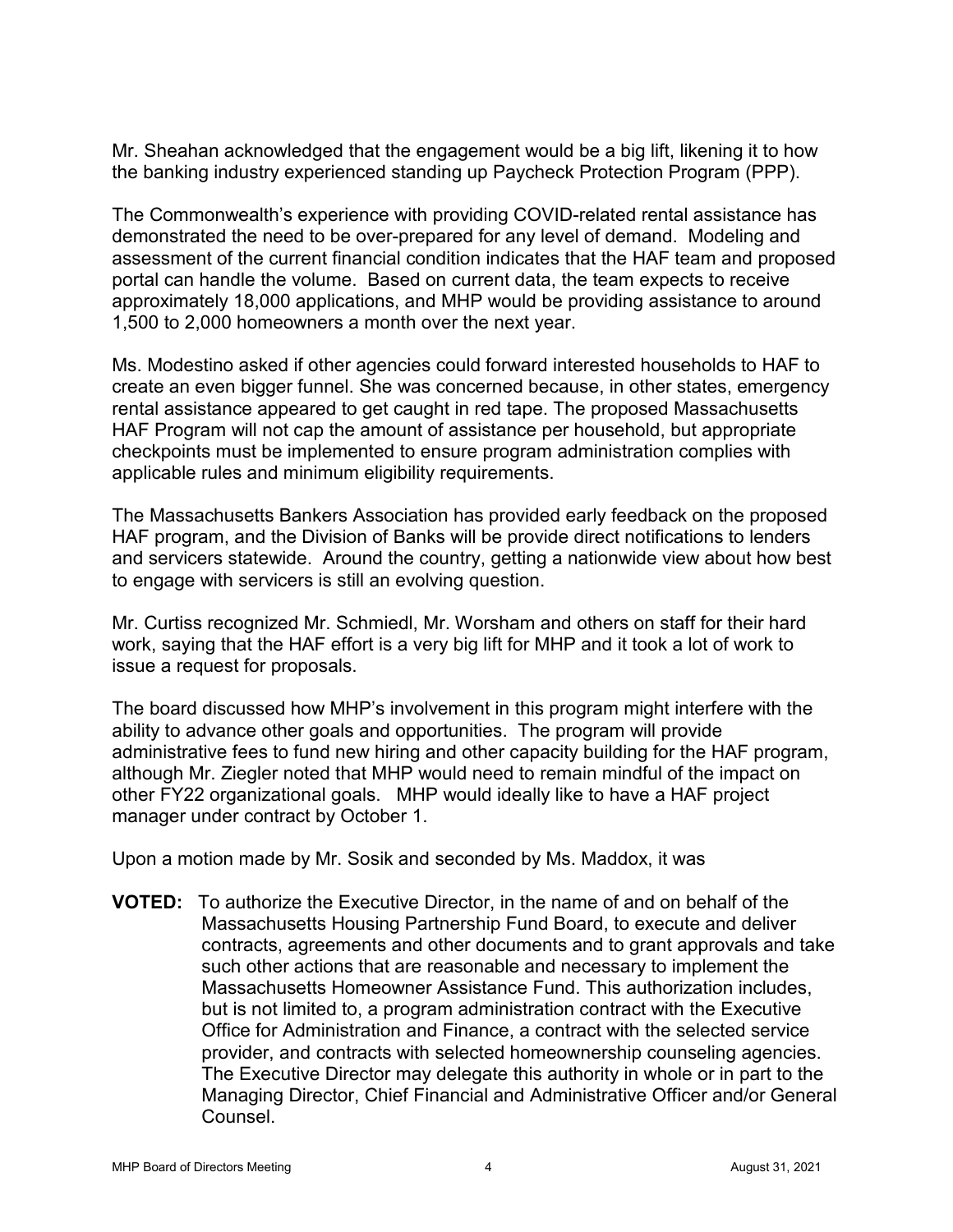Mr. Sheahan acknowledged that the engagement would be a big lift, likening it to how the banking industry experienced standing up Paycheck Protection Program (PPP).

The Commonwealth's experience with providing COVID-related rental assistance has demonstrated the need to be over-prepared for any level of demand. Modeling and assessment of the current financial condition indicates that the HAF team and proposed portal can handle the volume. Based on current data, the team expects to receive approximately 18,000 applications, and MHP would be providing assistance to around 1,500 to 2,000 homeowners a month over the next year.

Ms. Modestino asked if other agencies could forward interested households to HAF to create an even bigger funnel. She was concerned because, in other states, emergency rental assistance appeared to get caught in red tape. The proposed Massachusetts HAF Program will not cap the amount of assistance per household, but appropriate checkpoints must be implemented to ensure program administration complies with applicable rules and minimum eligibility requirements.

The Massachusetts Bankers Association has provided early feedback on the proposed HAF program, and the Division of Banks will be provide direct notifications to lenders and servicers statewide. Around the country, getting a nationwide view about how best to engage with servicers is still an evolving question.

Mr. Curtiss recognized Mr. Schmiedl, Mr. Worsham and others on staff for their hard work, saying that the HAF effort is a very big lift for MHP and it took a lot of work to issue a request for proposals.

The board discussed how MHP's involvement in this program might interfere with the ability to advance other goals and opportunities. The program will provide administrative fees to fund new hiring and other capacity building for the HAF program, although Mr. Ziegler noted that MHP would need to remain mindful of the impact on other FY22 organizational goals. MHP would ideally like to have a HAF project manager under contract by October 1.

Upon a motion made by Mr. Sosik and seconded by Ms. Maddox, it was

**VOTED:** To authorize the Executive Director, in the name of and on behalf of the Massachusetts Housing Partnership Fund Board, to execute and deliver contracts, agreements and other documents and to grant approvals and take such other actions that are reasonable and necessary to implement the Massachusetts Homeowner Assistance Fund. This authorization includes, but is not limited to, a program administration contract with the Executive Office for Administration and Finance, a contract with the selected service provider, and contracts with selected homeownership counseling agencies. The Executive Director may delegate this authority in whole or in part to the Managing Director, Chief Financial and Administrative Officer and/or General Counsel.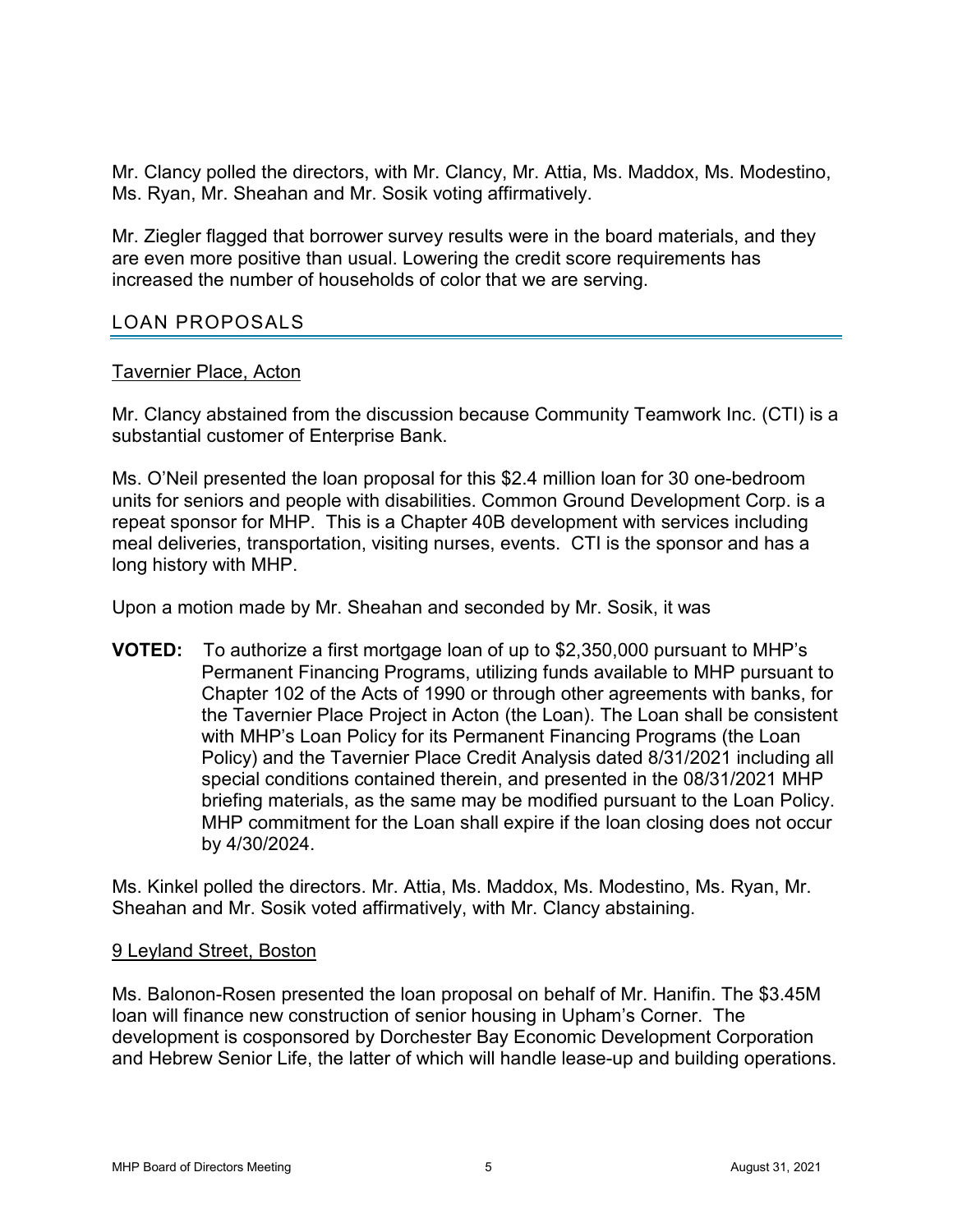Mr. Clancy polled the directors, with Mr. Clancy, Mr. Attia, Ms. Maddox, Ms. Modestino, Ms. Ryan, Mr. Sheahan and Mr. Sosik voting affirmatively.

Mr. Ziegler flagged that borrower survey results were in the board materials, and they are even more positive than usual. Lowering the credit score requirements has increased the number of households of color that we are serving.

## LOAN PROPOSALS

### Tavernier Place, Acton

Mr. Clancy abstained from the discussion because Community Teamwork Inc. (CTI) is a substantial customer of Enterprise Bank.

Ms. O'Neil presented the loan proposal for this $2.4 million loan for 30 one-bedroom units for seniors and people with disabilities. Common Ground Development Corp. is a repeat sponsor for MHP. This is a Chapter 40B development with services including meal deliveries, transportation, visiting nurses, events. CTI is the sponsor and has a long history with MHP.

Upon a motion made by Mr. Sheahan and seconded by Mr. Sosik, it was

**VOTED:** To authorize a first mortgage loan of up to $2,350,000 pursuant to MHP's Permanent Financing Programs, utilizing funds available to MHP pursuant to Chapter 102 of the Acts of 1990 or through other agreements with banks, for the Tavernier Place Project in Acton (the Loan). The Loan shall be consistent with MHP's Loan Policy for its Permanent Financing Programs (the Loan Policy) and the Tavernier Place Credit Analysis dated 8/31/2021 including all special conditions contained therein, and presented in the 08/31/2021 MHP briefing materials, as the same may be modified pursuant to the Loan Policy. MHP commitment for the Loan shall expire if the loan closing does not occur by 4/30/2024.

Ms. Kinkel polled the directors. Mr. Attia, Ms. Maddox, Ms. Modestino, Ms. Ryan, Mr. Sheahan and Mr. Sosik voted affirmatively, with Mr. Clancy abstaining.

### 9 Leyland Street, Boston

Ms. Balonon-Rosen presented the loan proposal on behalf of Mr. Hanifin. The $3.45M loan will finance new construction of senior housing in Upham's Corner. The development is cosponsored by Dorchester Bay Economic Development Corporation and Hebrew Senior Life, the latter of which will handle lease-up and building operations.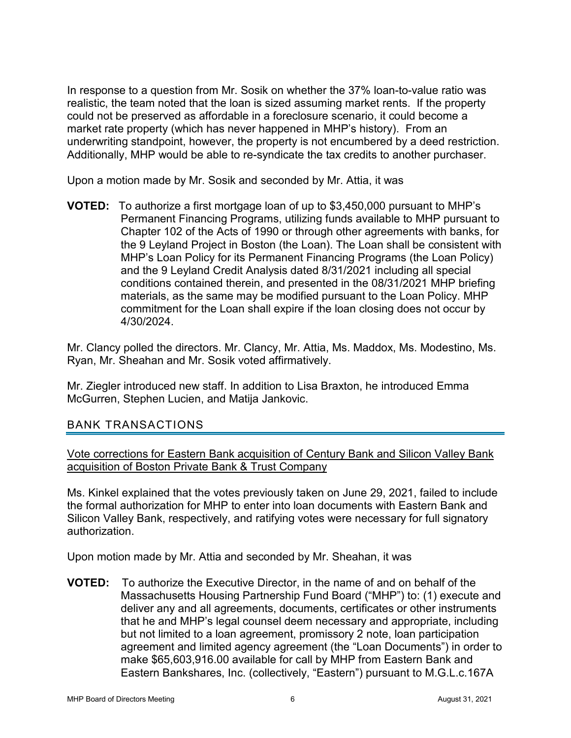In response to a question from Mr. Sosik on whether the 37% loan-to-value ratio was realistic, the team noted that the loan is sized assuming market rents. If the property could not be preserved as affordable in a foreclosure scenario, it could become a market rate property (which has never happened in MHP's history). From an underwriting standpoint, however, the property is not encumbered by a deed restriction. Additionally, MHP would be able to re-syndicate the tax credits to another purchaser.

Upon a motion made by Mr. Sosik and seconded by Mr. Attia, it was

**VOTED:** To authorize a first mortgage loan of up to $3,450,000 pursuant to MHP's Permanent Financing Programs, utilizing funds available to MHP pursuant to Chapter 102 of the Acts of 1990 or through other agreements with banks, for the 9 Leyland Project in Boston (the Loan). The Loan shall be consistent with MHP's Loan Policy for its Permanent Financing Programs (the Loan Policy) and the 9 Leyland Credit Analysis dated 8/31/2021 including all special conditions contained therein, and presented in the 08/31/2021 MHP briefing materials, as the same may be modified pursuant to the Loan Policy. MHP commitment for the Loan shall expire if the loan closing does not occur by 4/30/2024.

Mr. Clancy polled the directors. Mr. Clancy, Mr. Attia, Ms. Maddox, Ms. Modestino, Ms. Ryan, Mr. Sheahan and Mr. Sosik voted affirmatively.

Mr. Ziegler introduced new staff. In addition to Lisa Braxton, he introduced Emma McGurren, Stephen Lucien, and Matija Jankovic.

## BANK TRANSACTIONS

Vote corrections for Eastern Bank acquisition of Century Bank and Silicon Valley Bank acquisition of Boston Private Bank & Trust Company

Ms. Kinkel explained that the votes previously taken on June 29, 2021, failed to include the formal authorization for MHP to enter into loan documents with Eastern Bank and Silicon Valley Bank, respectively, and ratifying votes were necessary for full signatory authorization.

Upon motion made by Mr. Attia and seconded by Mr. Sheahan, it was

**VOTED:** To authorize the Executive Director, in the name of and on behalf of the Massachusetts Housing Partnership Fund Board ("MHP") to: (1) execute and deliver any and all agreements, documents, certificates or other instruments that he and MHP's legal counsel deem necessary and appropriate, including but not limited to a loan agreement, promissory 2 note, loan participation agreement and limited agency agreement (the "Loan Documents") in order to make $65,603,916.00 available for call by MHP from Eastern Bank and Eastern Bankshares, Inc. (collectively, "Eastern") pursuant to M.G.L.c.167A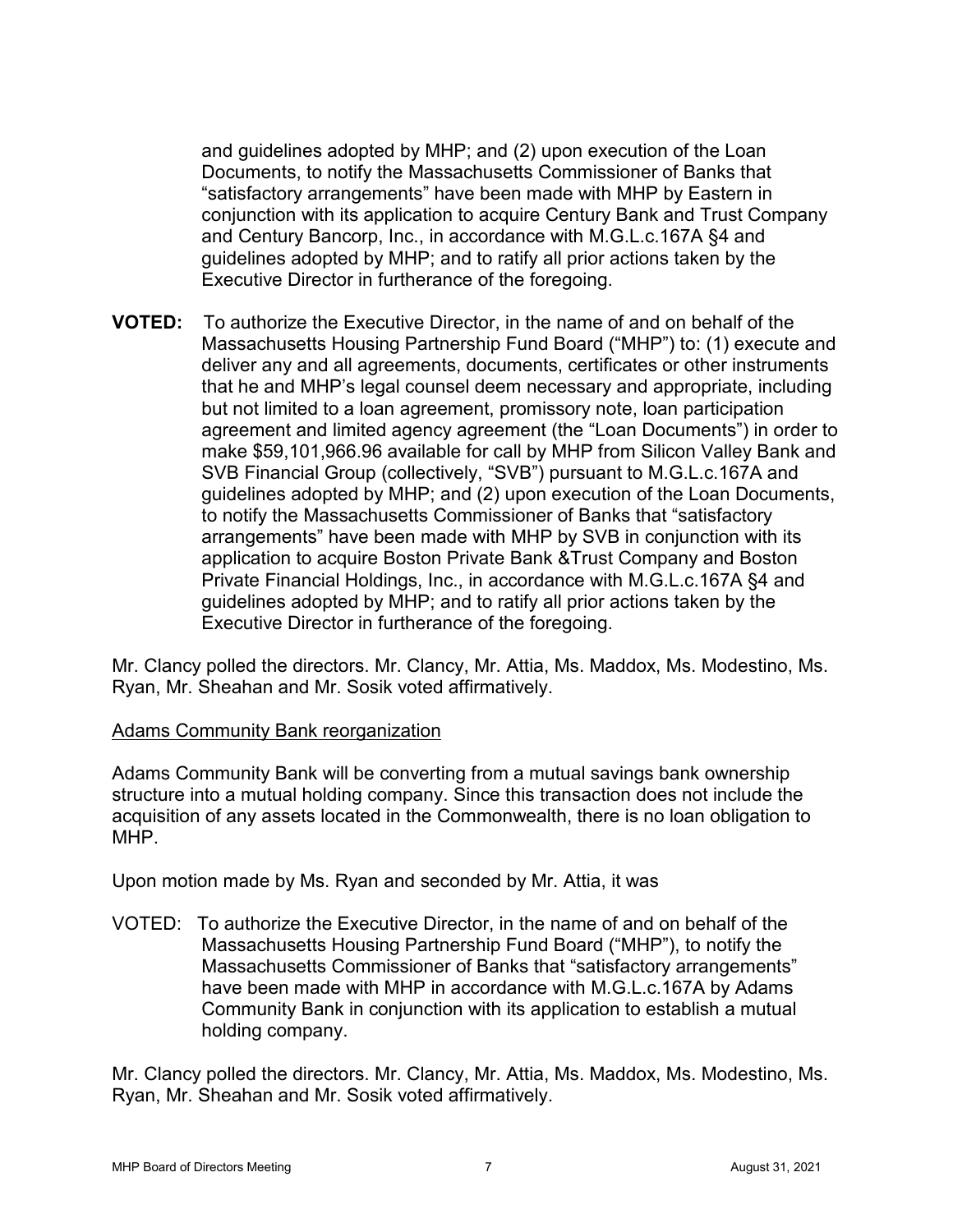and guidelines adopted by MHP; and (2) upon execution of the Loan Documents, to notify the Massachusetts Commissioner of Banks that "satisfactory arrangements" have been made with MHP by Eastern in conjunction with its application to acquire Century Bank and Trust Company and Century Bancorp, Inc., in accordance with M.G.L.c.167A §4 and guidelines adopted by MHP; and to ratify all prior actions taken by the Executive Director in furtherance of the foregoing.

**VOTED:** To authorize the Executive Director, in the name of and on behalf of the Massachusetts Housing Partnership Fund Board ("MHP") to: (1) execute and deliver any and all agreements, documents, certificates or other instruments that he and MHP's legal counsel deem necessary and appropriate, including but not limited to a loan agreement, promissory note, loan participation agreement and limited agency agreement (the "Loan Documents") in order to make $59,101,966.96 available for call by MHP from Silicon Valley Bank and SVB Financial Group (collectively, "SVB") pursuant to M.G.L.c.167A and guidelines adopted by MHP; and (2) upon execution of the Loan Documents, to notify the Massachusetts Commissioner of Banks that "satisfactory arrangements" have been made with MHP by SVB in conjunction with its application to acquire Boston Private Bank &Trust Company and Boston Private Financial Holdings, Inc., in accordance with M.G.L.c.167A §4 and guidelines adopted by MHP; and to ratify all prior actions taken by the Executive Director in furtherance of the foregoing.

Mr. Clancy polled the directors. Mr. Clancy, Mr. Attia, Ms. Maddox, Ms. Modestino, Ms. Ryan, Mr. Sheahan and Mr. Sosik voted affirmatively.

<u>Adams Community Bank reorganization</u>

Adams Community Bank will be converting from a mutual savings bank ownership structure into a mutual holding company. Since this transaction does not include the acquisition of any assets located in the Commonwealth, there is no loan obligation to MHP.

Upon motion made by Ms. Ryan and seconded by Mr. Attia, it was

VOTED: To authorize the Executive Director, in the name of and on behalf of the Massachusetts Housing Partnership Fund Board ("MHP"), to notify the Massachusetts Commissioner of Banks that "satisfactory arrangements" have been made with MHP in accordance with M.G.L.c.167A by Adams Community Bank in conjunction with its application to establish a mutual holding company.

Mr. Clancy polled the directors. Mr. Clancy, Mr. Attia, Ms. Maddox, Ms. Modestino, Ms. Ryan, Mr. Sheahan and Mr. Sosik voted affirmatively.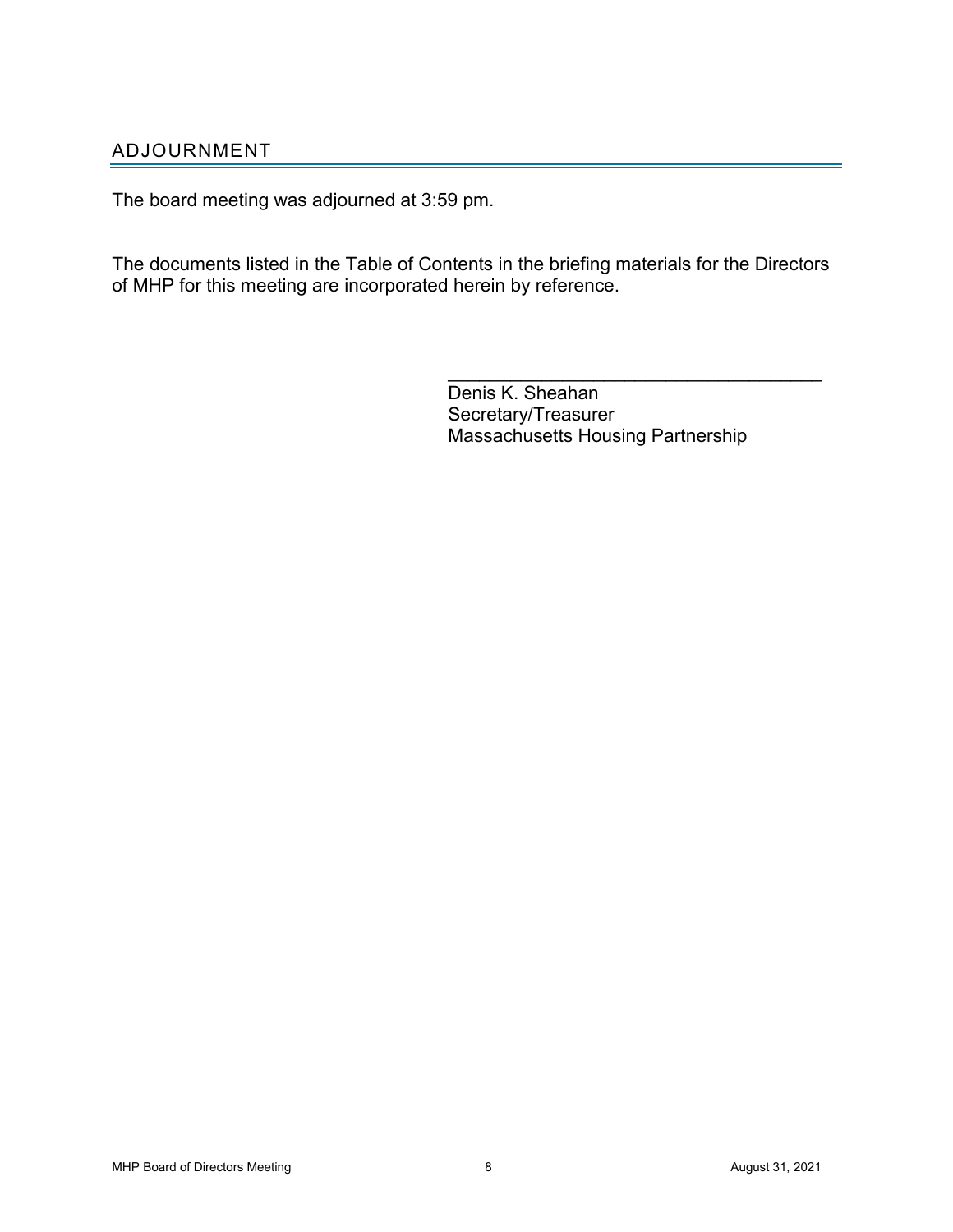## ADJOURNMENT

The board meeting was adjourned at 3:59 pm.

The documents listed in the Table of Contents in the briefing materials for the Directors of MHP for this meeting are incorporated herein by reference.

\_\_\_\_\_\_\_\_\_\_\_\_\_\_\_\_\_\_\_\_\_\_\_\_\_\_\_\_\_\_\_\_\_\_\_\_\_\_

Denis K. Sheahan
Secretary/Treasurer
Massachusetts Housing Partnership